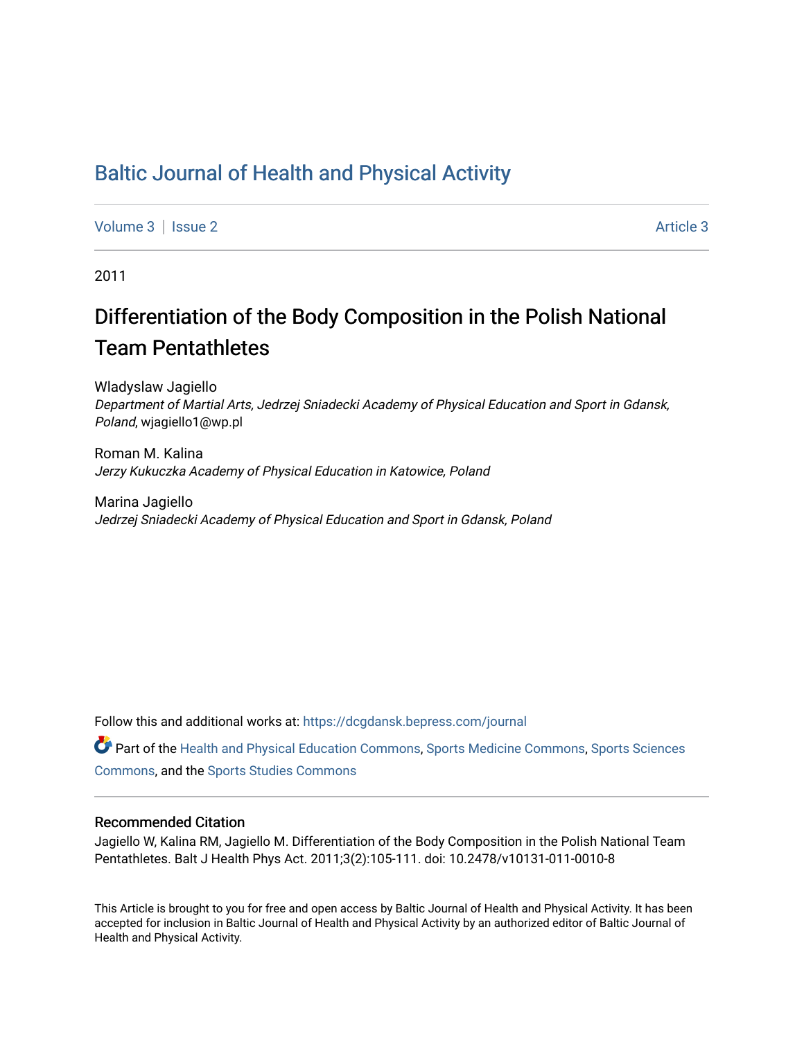# Baltic Journal of Health and Physical Activity

Volume 3 | Issue 2 Article 3

2011

## Differentiation of the Body Composition in the Polish National Team Pentathletes

Wladyslaw Jagiello
*Department of Martial Arts, Jedrzej Sniadecki Academy of Physical Education and Sport in Gdansk, Poland*, wjagiello1@wp.pl

Roman M. Kalina
*Jerzy Kukuczka Academy of Physical Education in Katowice, Poland*

Marina Jagiello
*Jedrzej Sniadecki Academy of Physical Education and Sport in Gdansk, Poland*

Follow this and additional works at: https://dcgdansk.bepress.com/journal

Part of the Health and Physical Education Commons, Sports Medicine Commons, Sports Sciences Commons, and the Sports Studies Commons

### Recommended Citation

Jagiello W, Kalina RM, Jagiello M. Differentiation of the Body Composition in the Polish National Team Pentathletes. Balt J Health Phys Act. 2011;3(2):105-111. doi: 10.2478/v10131-011-0010-8

This Article is brought to you for free and open access by Baltic Journal of Health and Physical Activity. It has been accepted for inclusion in Baltic Journal of Health and Physical Activity by an authorized editor of Baltic Journal of Health and Physical Activity.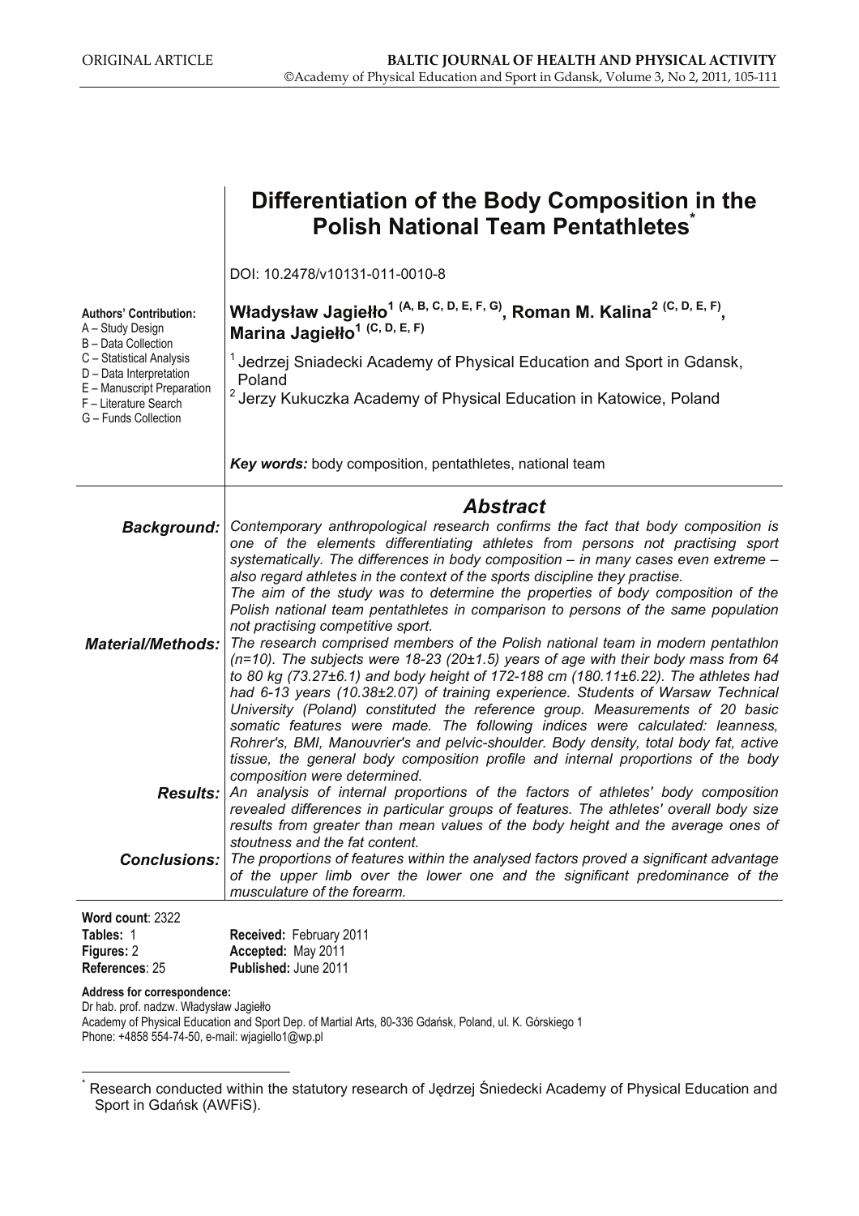ORIGINAL ARTICLE

# Differentiation of the Body Composition in the Polish National Team Pentathletes*

DOI: 10.2478/v10131-011-0010-8

**Authors' Contribution:**
A – Study Design
B – Data Collection
C – Statistical Analysis
D – Data Interpretation
E – Manuscript Preparation
F – Literature Search
G – Funds Collection

**Władysław Jagiełło[1] (A, B, C, D, E, F, G), Roman M. Kalina[2] (C, D, E, F), Marina Jagiełło[1] (C, D, E, F)**

[1] Jedrzej Sniadecki Academy of Physical Education and Sport in Gdansk, Poland
[2] Jerzy Kukuczka Academy of Physical Education in Katowice, Poland

***Key words:*** body composition, pentathletes, national team

## *Abstract*

***Background:*** *Contemporary anthropological research confirms the fact that body composition is one of the elements differentiating athletes from persons not practising sport systematically. The differences in body composition – in many cases even extreme – also regard athletes in the context of the sports discipline they practise.*
*The aim of the study was to determine the properties of body composition of the Polish national team pentathletes in comparison to persons of the same population not practising competitive sport.*

***Material/Methods:*** *The research comprised members of the Polish national team in modern pentathlon (n=10). The subjects were 18-23 (20±1.5) years of age with their body mass from 64 to 80 kg (73.27±6.1) and body height of 172-188 cm (180.11±6.22). The athletes had had 6-13 years (10.38±2.07) of training experience. Students of Warsaw Technical University (Poland) constituted the reference group. Measurements of 20 basic somatic features were made. The following indices were calculated: leanness, Rohrer's, BMI, Manouvrier's and pelvic-shoulder. Body density, total body fat, active tissue, the general body composition profile and internal proportions of the body composition were determined.*

***Results:*** *An analysis of internal proportions of the factors of athletes' body composition revealed differences in particular groups of features. The athletes' overall body size results from greater than mean values of the body height and the average ones of stoutness and the fat content.*

***Conclusions:*** *The proportions of features within the analysed factors proved a significant advantage of the upper limb over the lower one and the significant predominance of the musculature of the forearm.*

**Word count**: 2322
**Tables:** 1
**Figures:** 2
**References**: 25

**Received:** February 2011
**Accepted:** May 2011
**Published:** June 2011

**Address for correspondence:**
Dr hab. prof. nadzw. Władysław Jagiełło
Academy of Physical Education and Sport Dep. of Martial Arts, 80-336 Gdańsk, Poland, ul. K. Górskiego 1
Phone: +4858 554-74-50, e-mail: wjagiello1@wp.pl

* Research conducted within the statutory research of Jędrzej Śniedecki Academy of Physical Education and Sport in Gdańsk (AWFiS).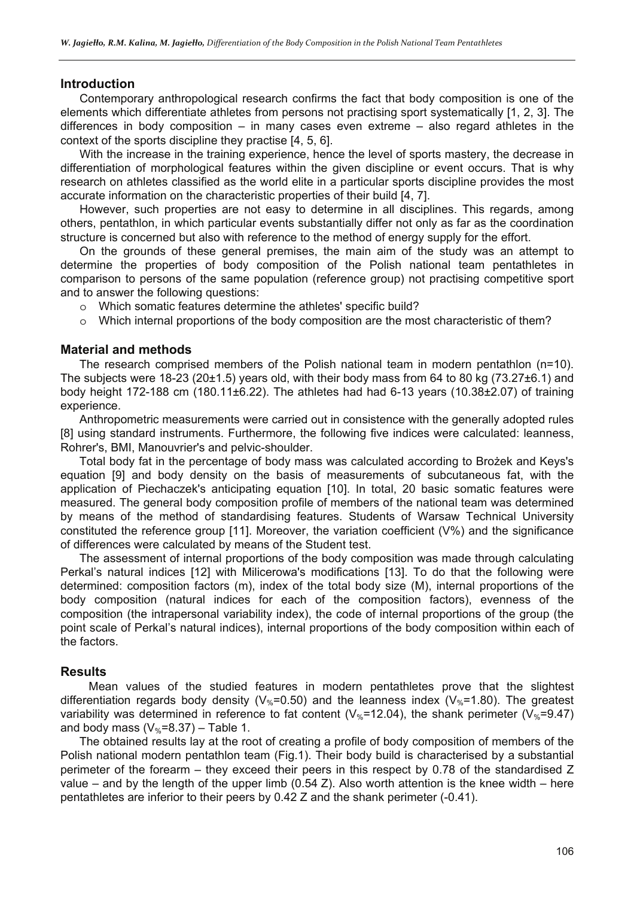## Introduction

Contemporary anthropological research confirms the fact that body composition is one of the elements which differentiate athletes from persons not practising sport systematically [1, 2, 3]. The differences in body composition – in many cases even extreme – also regard athletes in the context of the sports discipline they practise [4, 5, 6].

With the increase in the training experience, hence the level of sports mastery, the decrease in differentiation of morphological features within the given discipline or event occurs. That is why research on athletes classified as the world elite in a particular sports discipline provides the most accurate information on the characteristic properties of their build [4, 7].

However, such properties are not easy to determine in all disciplines. This regards, among others, pentathlon, in which particular events substantially differ not only as far as the coordination structure is concerned but also with reference to the method of energy supply for the effort.

On the grounds of these general premises, the main aim of the study was an attempt to determine the properties of body composition of the Polish national team pentathletes in comparison to persons of the same population (reference group) not practising competitive sport and to answer the following questions:

- Which somatic features determine the athletes' specific build?
- Which internal proportions of the body composition are the most characteristic of them?

## Material and methods

The research comprised members of the Polish national team in modern pentathlon (n=10). The subjects were 18-23 (20±1.5) years old, with their body mass from 64 to 80 kg (73.27±6.1) and body height 172-188 cm (180.11±6.22). The athletes had had 6-13 years (10.38±2.07) of training experience.

Anthropometric measurements were carried out in consistence with the generally adopted rules [8] using standard instruments. Furthermore, the following five indices were calculated: leanness, Rohrer's, BMI, Manouvrier's and pelvic-shoulder.

Total body fat in the percentage of body mass was calculated according to Brożek and Keys's equation [9] and body density on the basis of measurements of subcutaneous fat, with the application of Piechaczek's anticipating equation [10]. In total, 20 basic somatic features were measured. The general body composition profile of members of the national team was determined by means of the method of standardising features. Students of Warsaw Technical University constituted the reference group [11]. Moreover, the variation coefficient (V%) and the significance of differences were calculated by means of the Student test.

The assessment of internal proportions of the body composition was made through calculating Perkal's natural indices [12] with Milicerowa's modifications [13]. To do that the following were determined: composition factors (m), index of the total body size (M), internal proportions of the body composition (natural indices for each of the composition factors), evenness of the composition (the intrapersonal variability index), the code of internal proportions of the group (the point scale of Perkal's natural indices), internal proportions of the body composition within each of the factors.

## Results

Mean values of the studied features in modern pentathletes prove that the slightest differentiation regards body density ($V_{\%}$=0.50) and the leanness index ($V_{\%}$=1.80). The greatest variability was determined in reference to fat content ($V_{\%}$=12.04), the shank perimeter ($V_{\%}$=9.47) and body mass ($V_{\%}$=8.37) – Table 1.

The obtained results lay at the root of creating a profile of body composition of members of the Polish national modern pentathlon team (Fig.1). Their body build is characterised by a substantial perimeter of the forearm – they exceed their peers in this respect by 0.78 of the standardised Z value – and by the length of the upper limb (0.54 Z). Also worth attention is the knee width – here pentathletes are inferior to their peers by 0.42 Z and the shank perimeter (-0.41).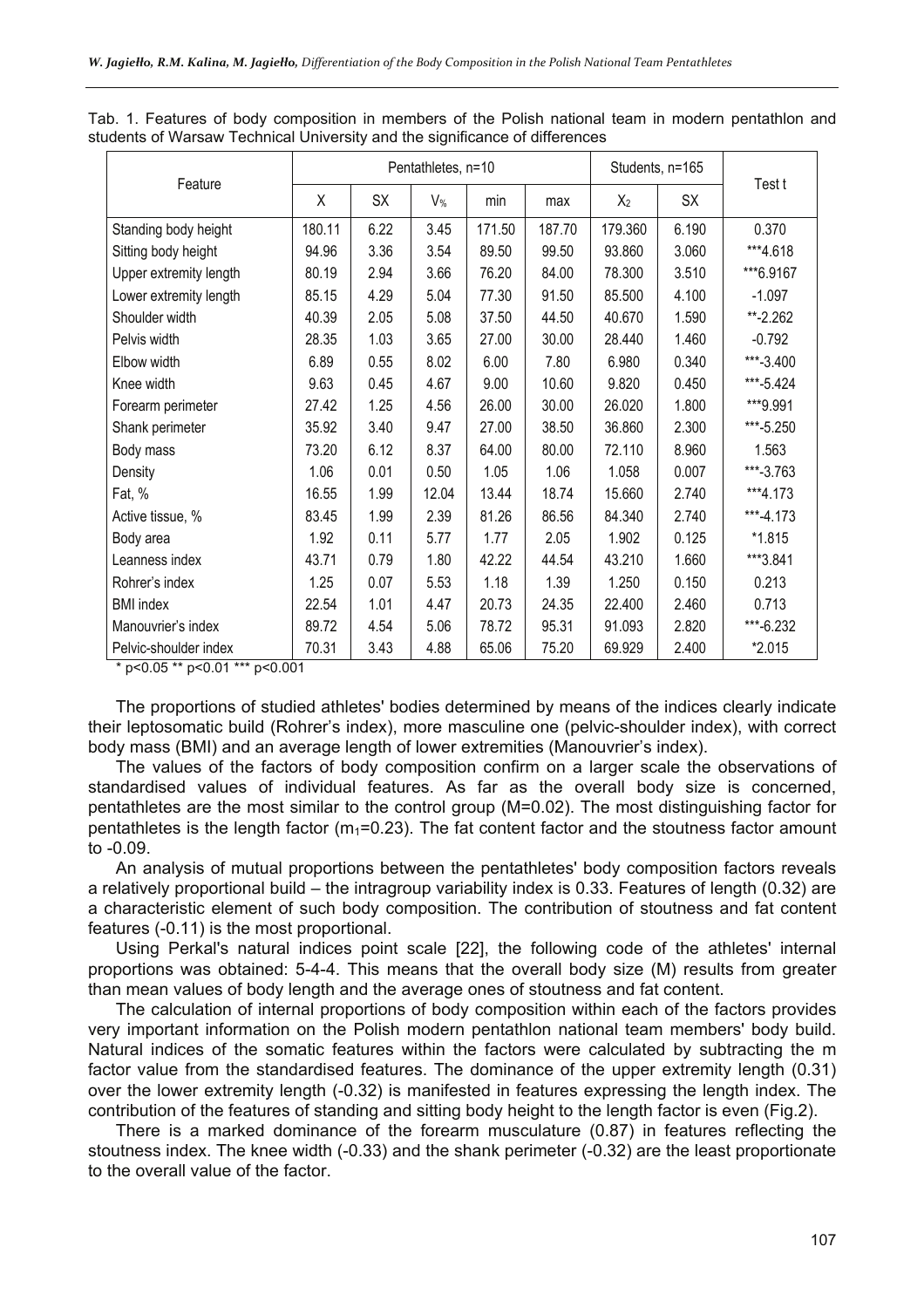Tab. 1. Features of body composition in members of the Polish national team in modern pentathlon and students of Warsaw Technical University and the significance of differences

| Feature | Pentathletes, n=10 | | | | | Students, n=165 | | Test t |
|---|---|---|---|---|---|---|---|---|
| | X | SX | $V_{\%}$ | min | max | $X_2$ | SX | |
| Standing body height | 180.11 | 6.22 | 3.45 | 171.50 | 187.70 | 179.360 | 6.190 | 0.370 |
| Sitting body height | 94.96 | 3.36 | 3.54 | 89.50 | 99.50 | 93.860 | 3.060 | ***4.618 |
| Upper extremity length | 80.19 | 2.94 | 3.66 | 76.20 | 84.00 | 78.300 | 3.510 | ***6.9167 |
| Lower extremity length | 85.15 | 4.29 | 5.04 | 77.30 | 91.50 | 85.500 | 4.100 | -1.097 |
| Shoulder width | 40.39 | 2.05 | 5.08 | 37.50 | 44.50 | 40.670 | 1.590 | **-2.262 |
| Pelvis width | 28.35 | 1.03 | 3.65 | 27.00 | 30.00 | 28.440 | 1.460 | -0.792 |
| Elbow width | 6.89 | 0.55 | 8.02 | 6.00 | 7.80 | 6.980 | 0.340 | ***-3.400 |
| Knee width | 9.63 | 0.45 | 4.67 | 9.00 | 10.60 | 9.820 | 0.450 | ***-5.424 |
| Forearm perimeter | 27.42 | 1.25 | 4.56 | 26.00 | 30.00 | 26.020 | 1.800 | ***9.991 |
| Shank perimeter | 35.92 | 3.40 | 9.47 | 27.00 | 38.50 | 36.860 | 2.300 | ***-5.250 |
| Body mass | 73.20 | 6.12 | 8.37 | 64.00 | 80.00 | 72.110 | 8.960 | 1.563 |
| Density | 1.06 | 0.01 | 0.50 | 1.05 | 1.06 | 1.058 | 0.007 | ***-3.763 |
| Fat, % | 16.55 | 1.99 | 12.04 | 13.44 | 18.74 | 15.660 | 2.740 | ***4.173 |
| Active tissue, % | 83.45 | 1.99 | 2.39 | 81.26 | 86.56 | 84.340 | 2.740 | ***-4.173 |
| Body area | 1.92 | 0.11 | 5.77 | 1.77 | 2.05 | 1.902 | 0.125 | *1.815 |
| Leanness index | 43.71 | 0.79 | 1.80 | 42.22 | 44.54 | 43.210 | 1.660 | ***3.841 |
| Rohrer's index | 1.25 | 0.07 | 5.53 | 1.18 | 1.39 | 1.250 | 0.150 | 0.213 |
| BMI index | 22.54 | 1.01 | 4.47 | 20.73 | 24.35 | 22.400 | 2.460 | 0.713 |
| Manouvrier's index | 89.72 | 4.54 | 5.06 | 78.72 | 95.31 | 91.093 | 2.820 | ***-6.232 |
| Pelvic-shoulder index | 70.31 | 3.43 | 4.88 | 65.06 | 75.20 | 69.929 | 2.400 | *2.015 |

* $p<0.05$ ** $p<0.01$ *** $p<0.001$

The proportions of studied athletes' bodies determined by means of the indices clearly indicate their leptosomatic build (Rohrer's index), more masculine one (pelvic-shoulder index), with correct body mass (BMI) and an average length of lower extremities (Manouvrier's index).

The values of the factors of body composition confirm on a larger scale the observations of standardised values of individual features. As far as the overall body size is concerned, pentathletes are the most similar to the control group (M=0.02). The most distinguishing factor for pentathletes is the length factor ($m_1$=0.23). The fat content factor and the stoutness factor amount to -0.09.

An analysis of mutual proportions between the pentathletes' body composition factors reveals a relatively proportional build – the intragroup variability index is 0.33. Features of length (0.32) are a characteristic element of such body composition. The contribution of stoutness and fat content features (-0.11) is the most proportional.

Using Perkal's natural indices point scale [22], the following code of the athletes' internal proportions was obtained: 5-4-4. This means that the overall body size (M) results from greater than mean values of body length and the average ones of stoutness and fat content.

The calculation of internal proportions of body composition within each of the factors provides very important information on the Polish modern pentathlon national team members' body build. Natural indices of the somatic features within the factors were calculated by subtracting the m factor value from the standardised features. The dominance of the upper extremity length (0.31) over the lower extremity length (-0.32) is manifested in features expressing the length index. The contribution of the features of standing and sitting body height to the length factor is even (Fig.2).

There is a marked dominance of the forearm musculature (0.87) in features reflecting the stoutness index. The knee width (-0.33) and the shank perimeter (-0.32) are the least proportionate to the overall value of the factor.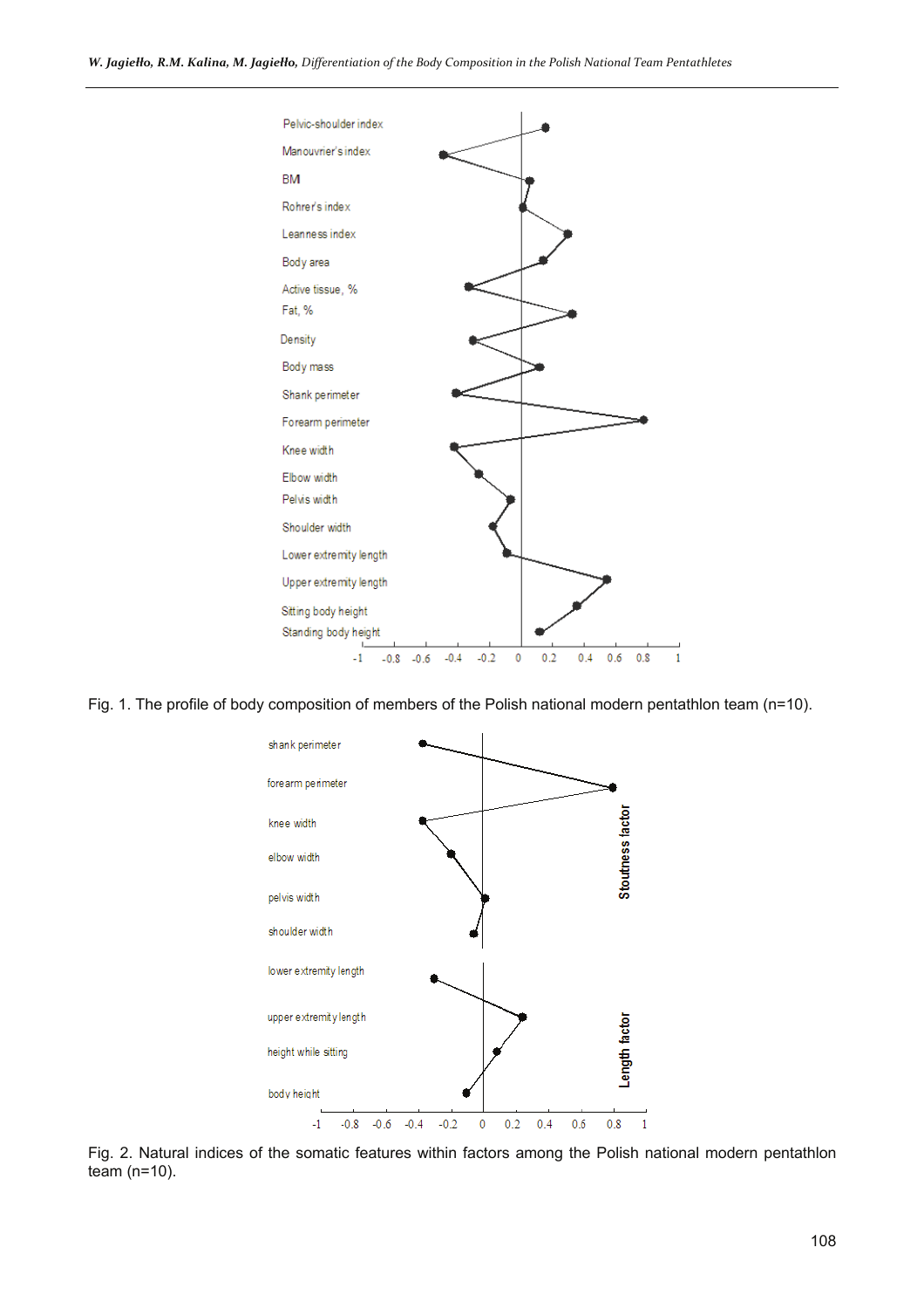Fig. 1. The profile of body composition of members of the Polish national modern pentathlon team (n=10).

Fig. 2. Natural indices of the somatic features within factors among the Polish national modern pentathlon team (n=10).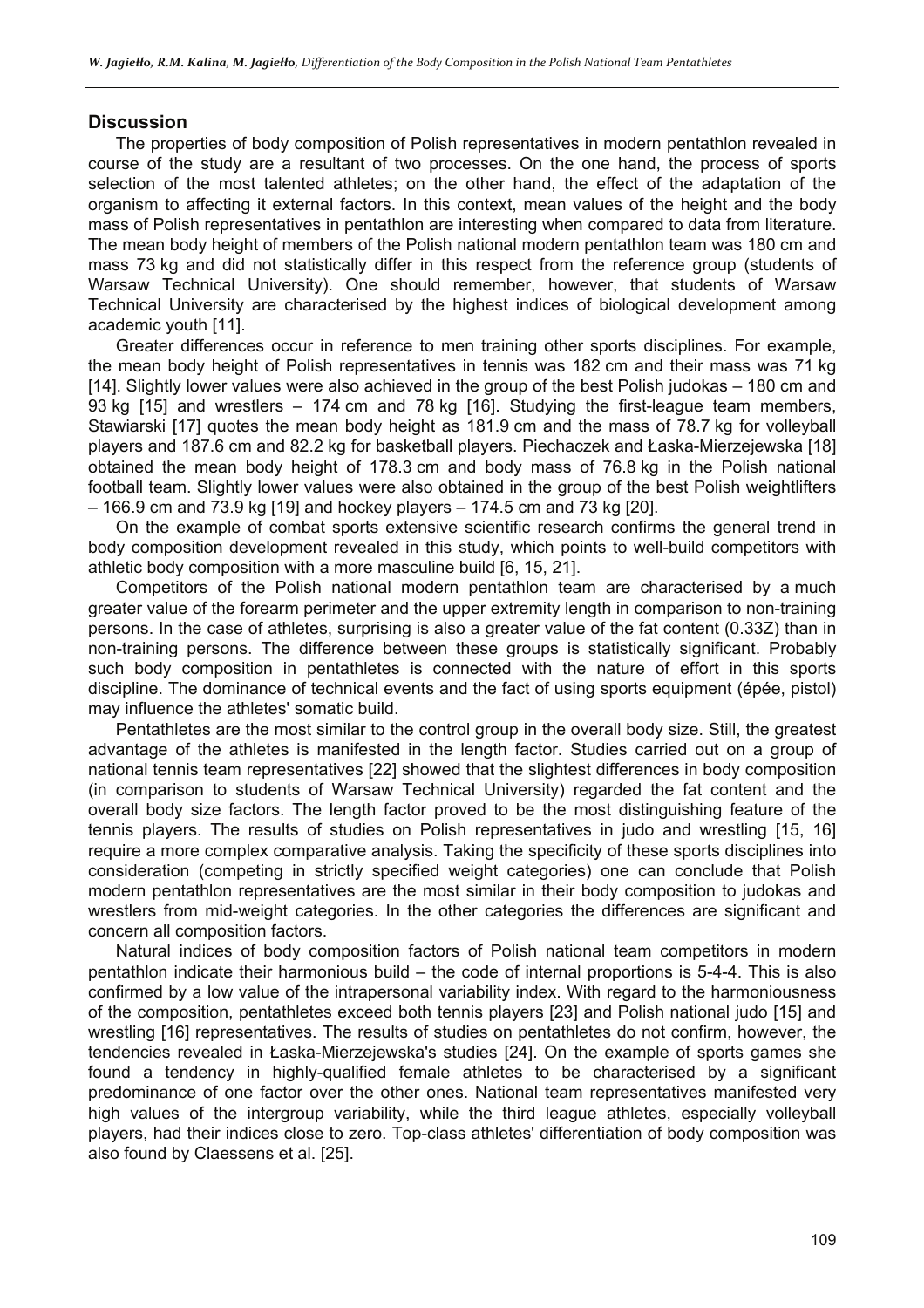## Discussion

The properties of body composition of Polish representatives in modern pentathlon revealed in course of the study are a resultant of two processes. On the one hand, the process of sports selection of the most talented athletes; on the other hand, the effect of the adaptation of the organism to affecting it external factors. In this context, mean values of the height and the body mass of Polish representatives in pentathlon are interesting when compared to data from literature. The mean body height of members of the Polish national modern pentathlon team was 180 cm and mass 73 kg and did not statistically differ in this respect from the reference group (students of Warsaw Technical University). One should remember, however, that students of Warsaw Technical University are characterised by the highest indices of biological development among academic youth [11].

Greater differences occur in reference to men training other sports disciplines. For example, the mean body height of Polish representatives in tennis was 182 cm and their mass was 71 kg [14]. Slightly lower values were also achieved in the group of the best Polish judokas – 180 cm and 93 kg [15] and wrestlers – 174 cm and 78 kg [16]. Studying the first-league team members, Stawiarski [17] quotes the mean body height as 181.9 cm and the mass of 78.7 kg for volleyball players and 187.6 cm and 82.2 kg for basketball players. Piechaczek and Łaska-Mierzejewska [18] obtained the mean body height of 178.3 cm and body mass of 76.8 kg in the Polish national football team. Slightly lower values were also obtained in the group of the best Polish weightlifters – 166.9 cm and 73.9 kg [19] and hockey players – 174.5 cm and 73 kg [20].

On the example of combat sports extensive scientific research confirms the general trend in body composition development revealed in this study, which points to well-build competitors with athletic body composition with a more masculine build [6, 15, 21].

Competitors of the Polish national modern pentathlon team are characterised by a much greater value of the forearm perimeter and the upper extremity length in comparison to non-training persons. In the case of athletes, surprising is also a greater value of the fat content (0.33Z) than in non-training persons. The difference between these groups is statistically significant. Probably such body composition in pentathletes is connected with the nature of effort in this sports discipline. The dominance of technical events and the fact of using sports equipment (épée, pistol) may influence the athletes' somatic build.

Pentathletes are the most similar to the control group in the overall body size. Still, the greatest advantage of the athletes is manifested in the length factor. Studies carried out on a group of national tennis team representatives [22] showed that the slightest differences in body composition (in comparison to students of Warsaw Technical University) regarded the fat content and the overall body size factors. The length factor proved to be the most distinguishing feature of the tennis players. The results of studies on Polish representatives in judo and wrestling [15, 16] require a more complex comparative analysis. Taking the specificity of these sports disciplines into consideration (competing in strictly specified weight categories) one can conclude that Polish modern pentathlon representatives are the most similar in their body composition to judokas and wrestlers from mid-weight categories. In the other categories the differences are significant and concern all composition factors.

Natural indices of body composition factors of Polish national team competitors in modern pentathlon indicate their harmonious build – the code of internal proportions is 5-4-4. This is also confirmed by a low value of the intrapersonal variability index. With regard to the harmoniousness of the composition, pentathletes exceed both tennis players [23] and Polish national judo [15] and wrestling [16] representatives. The results of studies on pentathletes do not confirm, however, the tendencies revealed in Łaska-Mierzejewska's studies [24]. On the example of sports games she found a tendency in highly-qualified female athletes to be characterised by a significant predominance of one factor over the other ones. National team representatives manifested very high values of the intergroup variability, while the third league athletes, especially volleyball players, had their indices close to zero. Top-class athletes' differentiation of body composition was also found by Claessens et al. [25].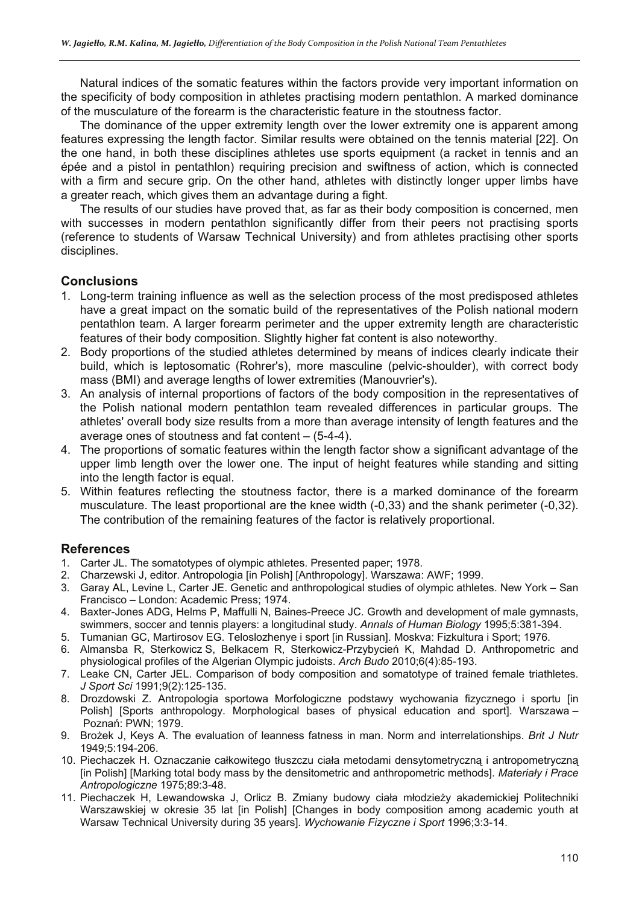Natural indices of the somatic features within the factors provide very important information on the specificity of body composition in athletes practising modern pentathlon. A marked dominance of the musculature of the forearm is the characteristic feature in the stoutness factor.

The dominance of the upper extremity length over the lower extremity one is apparent among features expressing the length factor. Similar results were obtained on the tennis material [22]. On the one hand, in both these disciplines athletes use sports equipment (a racket in tennis and an épée and a pistol in pentathlon) requiring precision and swiftness of action, which is connected with a firm and secure grip. On the other hand, athletes with distinctly longer upper limbs have a greater reach, which gives them an advantage during a fight.

The results of our studies have proved that, as far as their body composition is concerned, men with successes in modern pentathlon significantly differ from their peers not practising sports (reference to students of Warsaw Technical University) and from athletes practising other sports disciplines.

## Conclusions

1. Long-term training influence as well as the selection process of the most predisposed athletes have a great impact on the somatic build of the representatives of the Polish national modern pentathlon team. A larger forearm perimeter and the upper extremity length are characteristic features of their body composition. Slightly higher fat content is also noteworthy.
2. Body proportions of the studied athletes determined by means of indices clearly indicate their build, which is leptosomatic (Rohrer's), more masculine (pelvic-shoulder), with correct body mass (BMI) and average lengths of lower extremities (Manouvrier's).
3. An analysis of internal proportions of factors of the body composition in the representatives of the Polish national modern pentathlon team revealed differences in particular groups. The athletes' overall body size results from a more than average intensity of length features and the average ones of stoutness and fat content – (5-4-4).
4. The proportions of somatic features within the length factor show a significant advantage of the upper limb length over the lower one. The input of height features while standing and sitting into the length factor is equal.
5. Within features reflecting the stoutness factor, there is a marked dominance of the forearm musculature. The least proportional are the knee width (-0,33) and the shank perimeter (-0,32). The contribution of the remaining features of the factor is relatively proportional.

## References

1. Carter JL. The somatotypes of olympic athletes. Presented paper; 1978.
2. Charzewski J, editor. Antropologia [in Polish] [Anthropology]. Warszawa: AWF; 1999.
3. Garay AL, Levine L, Carter JE. Genetic and anthropological studies of olympic athletes. New York – San Francisco – London: Academic Press; 1974.
4. Baxter-Jones ADG, Helms P, Maffulli N, Baines-Preece JC. Growth and development of male gymnasts, swimmers, soccer and tennis players: a longitudinal study. *Annals of Human Biology* 1995;5:381-394.
5. Tumanian GC, Martirosov EG. Teloslozhenye i sport [in Russian]. Moskva: Fizkultura i Sport; 1976.
6. Almansba R, Sterkowicz S, Belkacem R, Sterkowicz-Przybycień K, Mahdad D. Anthropometric and physiological profiles of the Algerian Olympic judoists. *Arch Budo* 2010;6(4):85-193.
7. Leake CN, Carter JEL. Comparison of body composition and somatotype of trained female triathletes. *J Sport Sci* 1991;9(2):125-135.
8. Drozdowski Z. Antropologia sportowa Morfologiczne podstawy wychowania fizycznego i sportu [in Polish] [Sports anthropology. Morphological bases of physical education and sport]. Warszawa – Poznań: PWN; 1979.
9. Brożek J, Keys A. The evaluation of leanness fatness in man. Norm and interrelationships. *Brit J Nutr* 1949;5:194-206.
10. Piechaczek H. Oznaczanie całkowitego tłuszczu ciała metodami densytometryczną i antropometryczną [in Polish] [Marking total body mass by the densitometric and anthropometric methods]. *Materiały i Prace Antropologiczne* 1975;89:3-48.
11. Piechaczek H, Lewandowska J, Orlicz B. Zmiany budowy ciała młodzieży akademickiej Politechniki Warszawskiej w okresie 35 lat [in Polish] [Changes in body composition among academic youth at Warsaw Technical University during 35 years]. *Wychowanie Fizyczne i Sport* 1996;3:3-14.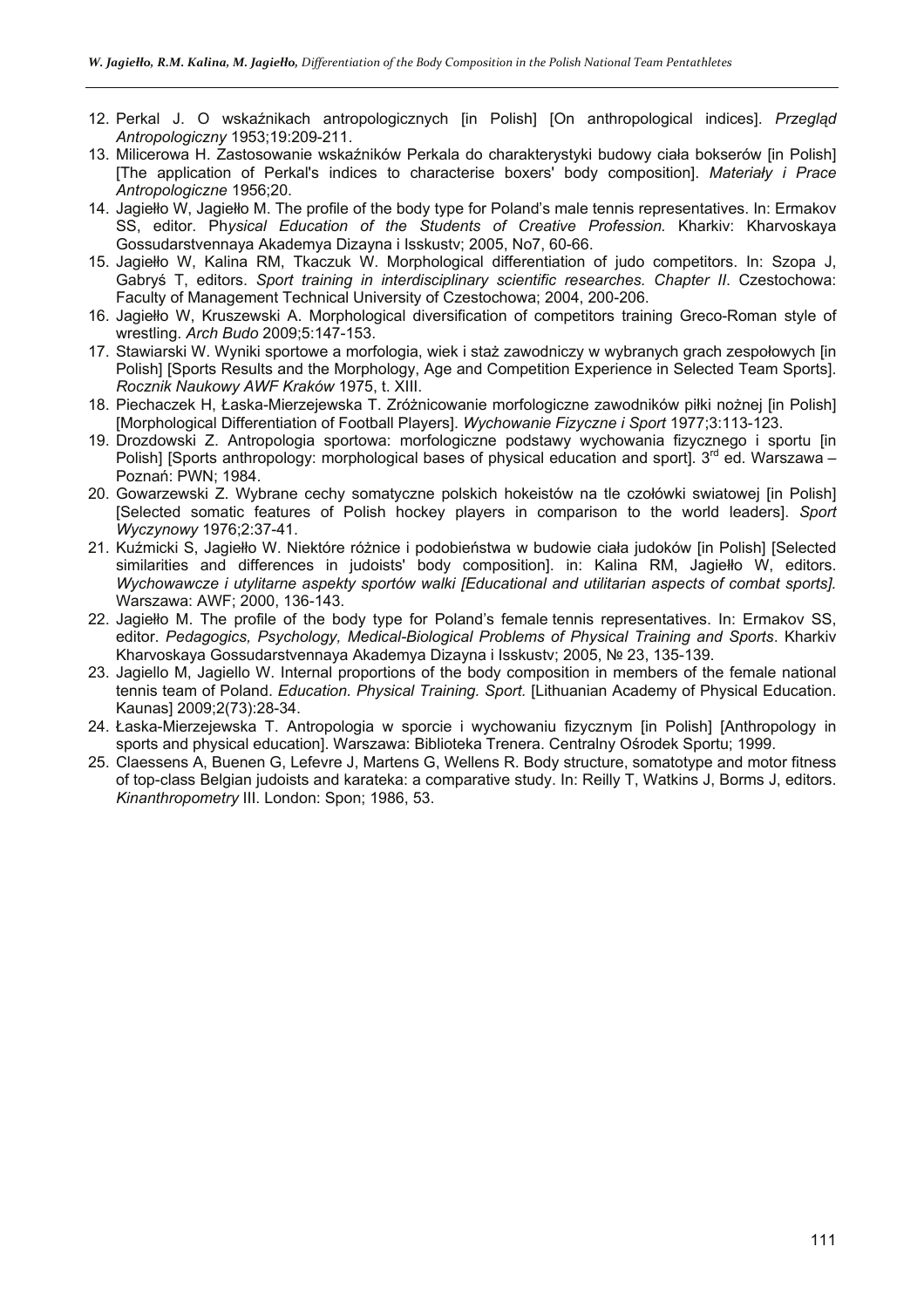12. Perkal J. O wskaźnikach antropologicznych [in Polish] [On anthropological indices]. *Przegląd Antropologiczny* 1953;19:209-211.
13. Milicerowa H. Zastosowanie wskaźników Perkala do charakterystyki budowy ciała bokserów [in Polish] [The application of Perkal's indices to characterise boxers' body composition]. *Materiały i Prace Antropologiczne* 1956;20.
14. Jagiełło W, Jagiełło M. The profile of the body type for Poland's male tennis representatives. In: Ermakov SS, editor. Ph*ysical Education of the Students of Creative Profession.* Kharkiv: Kharvoskaya Gossudarstvennaya Akademya Dizayna i Isskustv; 2005, No7, 60-66.
15. Jagiełło W, Kalina RM, Tkaczuk W. Morphological differentiation of judo competitors. In: Szopa J, Gabryś T, editors. *Sport training in interdisciplinary scientific researches*. *Chapter II*. Czestochowa: Faculty of Management Technical University of Czestochowa; 2004, 200-206.
16. Jagiełło W, Kruszewski A. Morphological diversification of competitors training Greco-Roman style of wrestling. *Arch Budo* 2009;5:147-153.
17. Stawiarski W. Wyniki sportowe a morfologia, wiek i staż zawodniczy w wybranych grach zespołowych [in Polish] [Sports Results and the Morphology, Age and Competition Experience in Selected Team Sports]. *Rocznik Naukowy AWF Kraków* 1975, t. XIII.
18. Piechaczek H, Łaska-Mierzejewska T. Zróżnicowanie morfologiczne zawodników piłki nożnej [in Polish] [Morphological Differentiation of Football Players]. *Wychowanie Fizyczne i Sport* 1977;3:113-123.
19. Drozdowski Z. Antropologia sportowa: morfologiczne podstawy wychowania fizycznego i sportu [in Polish] [Sports anthropology: morphological bases of physical education and sport]. 3rd ed. Warszawa – Poznań: PWN; 1984.
20. Gowarzewski Z. Wybrane cechy somatyczne polskich hokeistów na tle czołówki swiatowej [in Polish] [Selected somatic features of Polish hockey players in comparison to the world leaders]. *Sport Wyczynowy* 1976;2:37-41.
21. Kuźmicki S, Jagiełło W. Niektóre różnice i podobieństwa w budowie ciała judoków [in Polish] [Selected similarities and differences in judoists' body composition]. in: Kalina RM, Jagiełło W, editors. *Wychowawcze i utylitarne aspekty sportów walki [Educational and utilitarian aspects of combat sports].* Warszawa: AWF; 2000, 136-143.
22. Jagiełło M. The profile of the body type for Poland's female tennis representatives. In: Ermakov SS, editor. *Pedagogics, Psychology, Medical-Biological Problems of Physical Training and Sports*. Kharkiv Kharvoskaya Gossudarstvennaya Akademya Dizayna i Isskustv; 2005, № 23, 135-139.
23. Jagiello M, Jagiello W. Internal proportions of the body composition in members of the female national tennis team of Poland. *Education. Physical Training. Sport.* [Lithuanian Academy of Physical Education. Kaunas] 2009;2(73):28-34.
24. Łaska-Mierzejewska T. Antropologia w sporcie i wychowaniu fizycznym [in Polish] [Anthropology in sports and physical education]. Warszawa: Biblioteka Trenera. Centralny Ośrodek Sportu; 1999.
25. Claessens A, Buenen G, Lefevre J, Martens G, Wellens R. Body structure, somatotype and motor fitness of top-class Belgian judoists and karateka: a comparative study. In: Reilly T, Watkins J, Borms J, editors. *Kinanthropometry* III. London: Spon; 1986, 53.